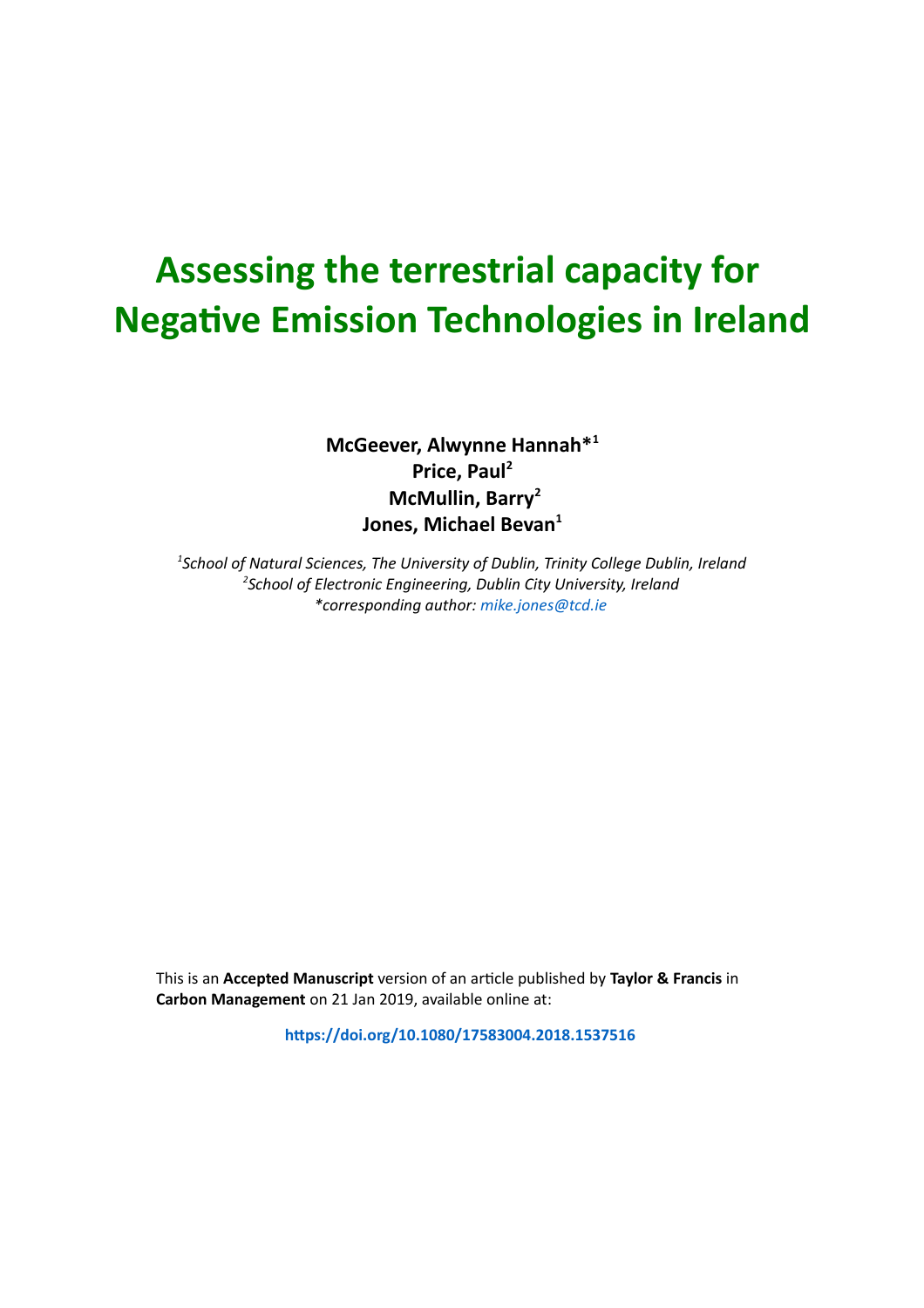# Assessing the terrestrial capacity for Negative Emission Technologies in Ireland

**McGeever, Alwynne Hannah*[1]**
**Price, Paul[2]**
**McMullin, Barry[2]**
**Jones, Michael Bevan[1]**

*[1]School of Natural Sciences, The University of Dublin, Trinity College Dublin, Ireland*
*[2]School of Electronic Engineering, Dublin City University, Ireland*
*\*corresponding author: mike.jones@tcd.ie*

This is an **Accepted Manuscript** version of an article published by **Taylor & Francis** in **Carbon Management** on 21 Jan 2019, available online at:

**https://doi.org/10.1080/17583004.2018.1537516**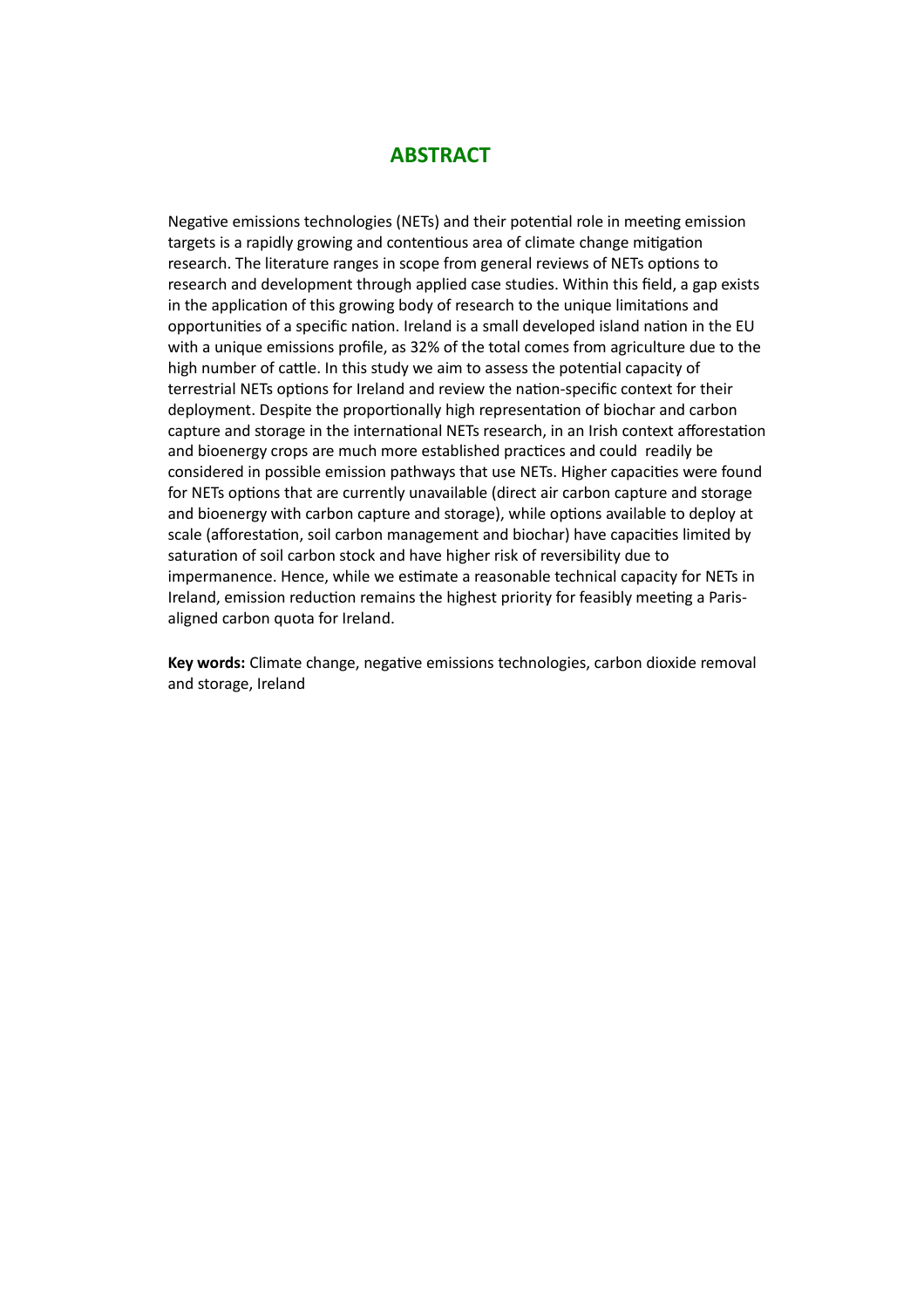## ABSTRACT

Negative emissions technologies (NETs) and their potential role in meeting emission targets is a rapidly growing and contentious area of climate change mitigation research. The literature ranges in scope from general reviews of NETs options to research and development through applied case studies. Within this field, a gap exists in the application of this growing body of research to the unique limitations and opportunities of a specific nation. Ireland is a small developed island nation in the EU with a unique emissions profile, as 32% of the total comes from agriculture due to the high number of cattle. In this study we aim to assess the potential capacity of terrestrial NETs options for Ireland and review the nation-specific context for their deployment. Despite the proportionally high representation of biochar and carbon capture and storage in the international NETs research, in an Irish context afforestation and bioenergy crops are much more established practices and could readily be considered in possible emission pathways that use NETs. Higher capacities were found for NETs options that are currently unavailable (direct air carbon capture and storage and bioenergy with carbon capture and storage), while options available to deploy at scale (afforestation, soil carbon management and biochar) have capacities limited by saturation of soil carbon stock and have higher risk of reversibility due to impermanence. Hence, while we estimate a reasonable technical capacity for NETs in Ireland, emission reduction remains the highest priority for feasibly meeting a Paris-aligned carbon quota for Ireland.

**Key words:** Climate change, negative emissions technologies, carbon dioxide removal and storage, Ireland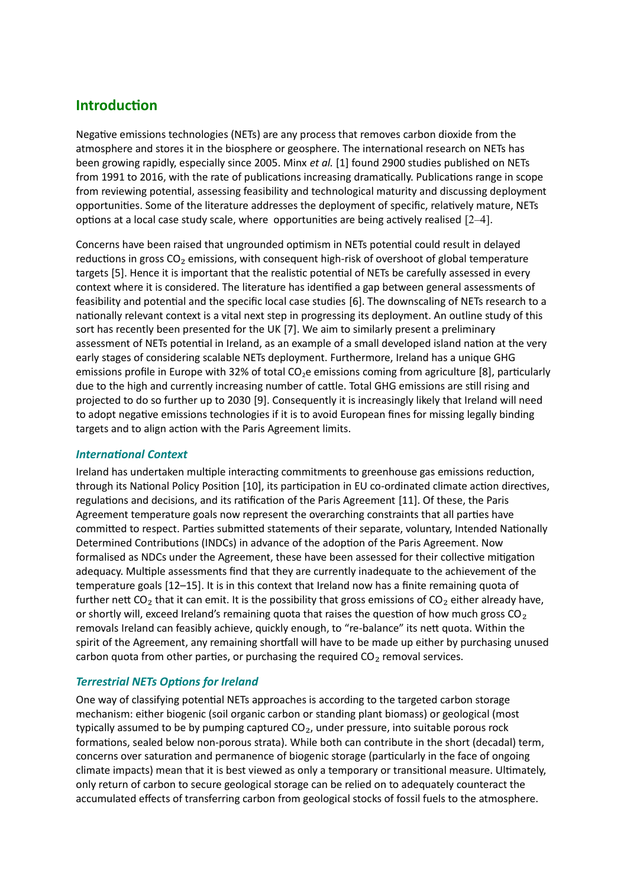## Introduction

Negative emissions technologies (NETs) are any process that removes carbon dioxide from the atmosphere and stores it in the biosphere or geosphere. The international research on NETs has been growing rapidly, especially since 2005. Minx *et al.* [1] found 2900 studies published on NETs from 1991 to 2016, with the rate of publications increasing dramatically. Publications range in scope from reviewing potential, assessing feasibility and technological maturity and discussing deployment opportunities. Some of the literature addresses the deployment of specific, relatively mature, NETs options at a local case study scale, where opportunities are being actively realised [2–4].

Concerns have been raised that ungrounded optimism in NETs potential could result in delayed reductions in gross $CO_2$ emissions, with consequent high-risk of overshoot of global temperature targets [5]. Hence it is important that the realistic potential of NETs be carefully assessed in every context where it is considered. The literature has identified a gap between general assessments of feasibility and potential and the specific local case studies [6]. The downscaling of NETs research to a nationally relevant context is a vital next step in progressing its deployment. An outline study of this sort has recently been presented for the UK [7]. We aim to similarly present a preliminary assessment of NETs potential in Ireland, as an example of a small developed island nation at the very early stages of considering scalable NETs deployment. Furthermore, Ireland has a unique GHG emissions profile in Europe with 32% of total $CO_2$e emissions coming from agriculture [8], particularly due to the high and currently increasing number of cattle. Total GHG emissions are still rising and projected to do so further up to 2030 [9]. Consequently it is increasingly likely that Ireland will need to adopt negative emissions technologies if it is to avoid European fines for missing legally binding targets and to align action with the Paris Agreement limits.

### *International Context*

Ireland has undertaken multiple interacting commitments to greenhouse gas emissions reduction, through its National Policy Position [10], its participation in EU co-ordinated climate action directives, regulations and decisions, and its ratification of the Paris Agreement [11]. Of these, the Paris Agreement temperature goals now represent the overarching constraints that all parties have committed to respect. Parties submitted statements of their separate, voluntary, Intended Nationally Determined Contributions (INDCs) in advance of the adoption of the Paris Agreement. Now formalised as NDCs under the Agreement, these have been assessed for their collective mitigation adequacy. Multiple assessments find that they are currently inadequate to the achievement of the temperature goals [12–15]. It is in this context that Ireland now has a finite remaining quota of further nett $CO_2$ that it can emit. It is the possibility that gross emissions of $CO_2$ either already have, or shortly will, exceed Ireland's remaining quota that raises the question of how much gross $CO_2$ removals Ireland can feasibly achieve, quickly enough, to "re-balance" its nett quota. Within the spirit of the Agreement, any remaining shortfall will have to be made up either by purchasing unused carbon quota from other parties, or purchasing the required $CO_2$ removal services.

### *Terrestrial NETs Options for Ireland*

One way of classifying potential NETs approaches is according to the targeted carbon storage mechanism: either biogenic (soil organic carbon or standing plant biomass) or geological (most typically assumed to be by pumping captured $CO_2$, under pressure, into suitable porous rock formations, sealed below non-porous strata). While both can contribute in the short (decadal) term, concerns over saturation and permanence of biogenic storage (particularly in the face of ongoing climate impacts) mean that it is best viewed as only a temporary or transitional measure. Ultimately, only return of carbon to secure geological storage can be relied on to adequately counteract the accumulated effects of transferring carbon from geological stocks of fossil fuels to the atmosphere.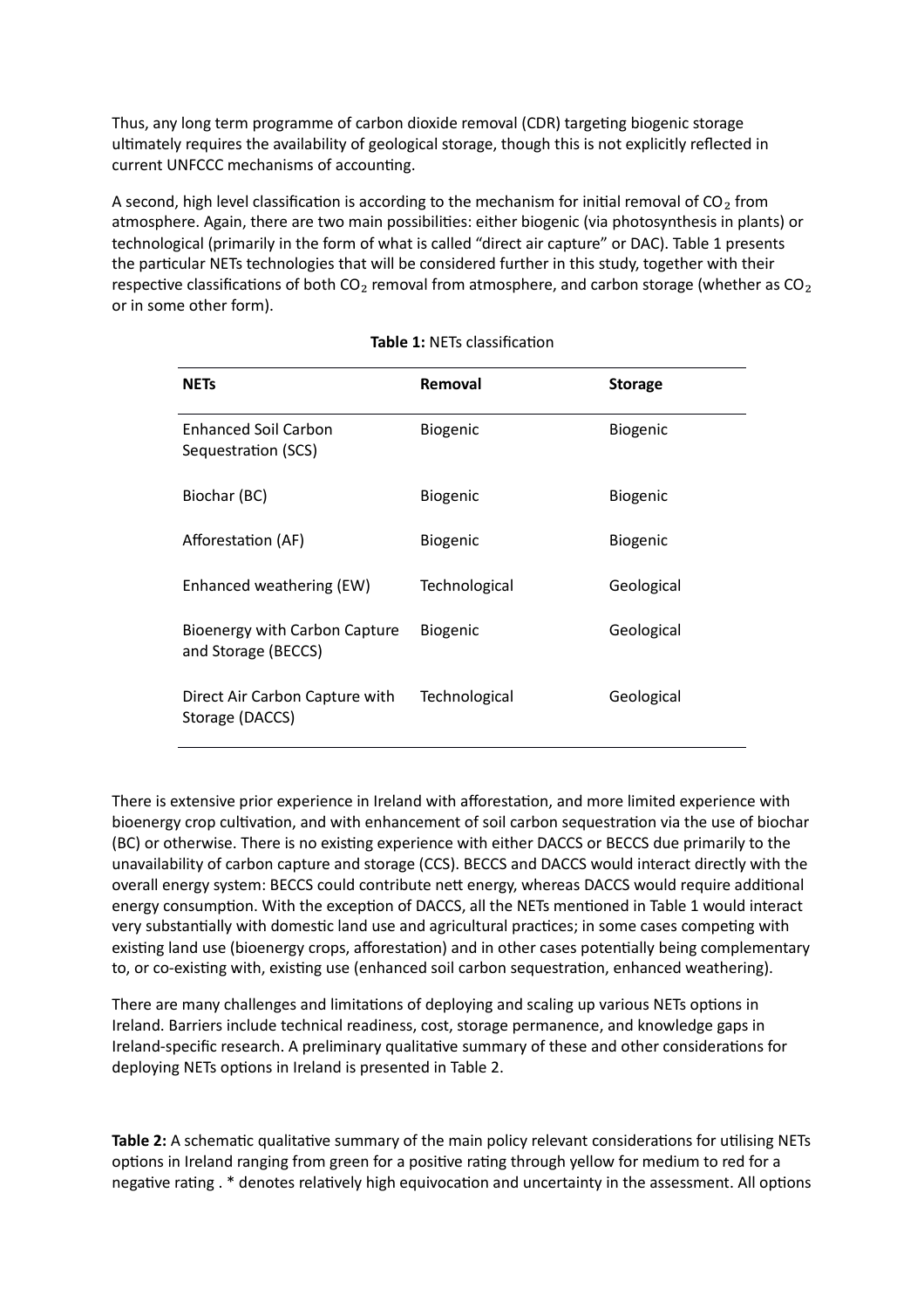Thus, any long term programme of carbon dioxide removal (CDR) targeting biogenic storage ultimately requires the availability of geological storage, though this is not explicitly reflected in current UNFCCC mechanisms of accounting.

A second, high level classification is according to the mechanism for initial removal of $CO_2$ from atmosphere. Again, there are two main possibilities: either biogenic (via photosynthesis in plants) or technological (primarily in the form of what is called "direct air capture" or DAC). Table 1 presents the particular NETs technologies that will be considered further in this study, together with their respective classifications of both $CO_2$ removal from atmosphere, and carbon storage (whether as $CO_2$ or in some other form).

**Table 1:** NETs classification

| **NETs** | **Removal** | **Storage** |
|---|---|---|
| Enhanced Soil Carbon Sequestration (SCS) | Biogenic | Biogenic |
| Biochar (BC) | Biogenic | Biogenic |
| Afforestation (AF) | Biogenic | Biogenic |
| Enhanced weathering (EW) | Technological | Geological |
| Bioenergy with Carbon Capture and Storage (BECCS) | Biogenic | Geological |
| Direct Air Carbon Capture with Storage (DACCS) | Technological | Geological |

There is extensive prior experience in Ireland with afforestation, and more limited experience with bioenergy crop cultivation, and with enhancement of soil carbon sequestration via the use of biochar (BC) or otherwise. There is no existing experience with either DACCS or BECCS due primarily to the unavailability of carbon capture and storage (CCS). BECCS and DACCS would interact directly with the overall energy system: BECCS could contribute nett energy, whereas DACCS would require additional energy consumption. With the exception of DACCS, all the NETs mentioned in Table 1 would interact very substantially with domestic land use and agricultural practices; in some cases competing with existing land use (bioenergy crops, afforestation) and in other cases potentially being complementary to, or co-existing with, existing use (enhanced soil carbon sequestration, enhanced weathering).

There are many challenges and limitations of deploying and scaling up various NETs options in Ireland. Barriers include technical readiness, cost, storage permanence, and knowledge gaps in Ireland-specific research. A preliminary qualitative summary of these and other considerations for deploying NETs options in Ireland is presented in Table 2.

**Table 2:** A schematic qualitative summary of the main policy relevant considerations for utilising NETs options in Ireland ranging from green for a positive rating through yellow for medium to red for a negative rating . * denotes relatively high equivocation and uncertainty in the assessment. All options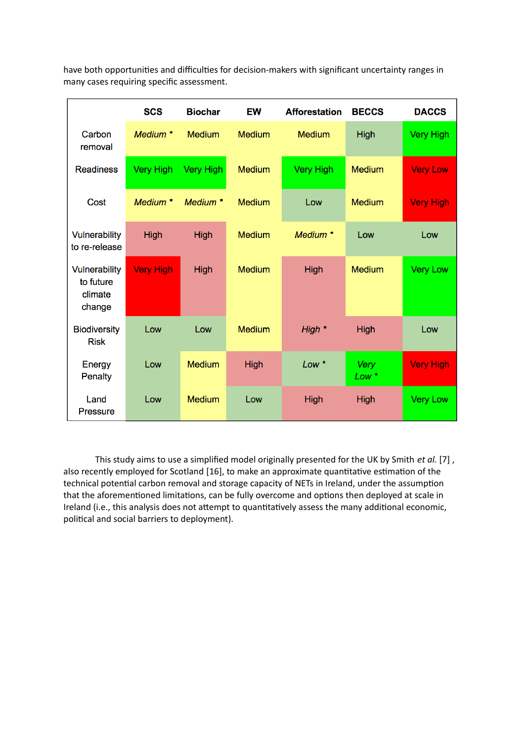have both opportunities and difficulties for decision-makers with significant uncertainty ranges in many cases requiring specific assessment.

| | SCS | Biochar | EW | Afforestation | BECCS | DACCS |
|---|---|---|---|---|---|---|
| Carbon removal | *Medium* * | Medium | Medium | Medium | High | Very High |
| Readiness | Very High | Very High | Medium | Very High | Medium | Very Low |
| Cost | *Medium* * | *Medium* * | Medium | Low | Medium | Very High |
| Vulnerability to re-release | High | High | Medium | *Medium* * | Low | Low |
| Vulnerability to future climate change | Very High | High | Medium | High | Medium | Very Low |
| Biodiversity Risk | Low | Low | Medium | *High* * | High | Low |
| Energy Penalty | Low | Medium | High | *Low* * | *Very Low* * | Very High |
| Land Pressure | Low | Medium | Low | High | High | Very Low |

This study aims to use a simplified model originally presented for the UK by Smith *et al.* [7] , also recently employed for Scotland [16], to make an approximate quantitative estimation of the technical potential carbon removal and storage capacity of NETs in Ireland, under the assumption that the aforementioned limitations, can be fully overcome and options then deployed at scale in Ireland (i.e., this analysis does not attempt to quantitatively assess the many additional economic, political and social barriers to deployment).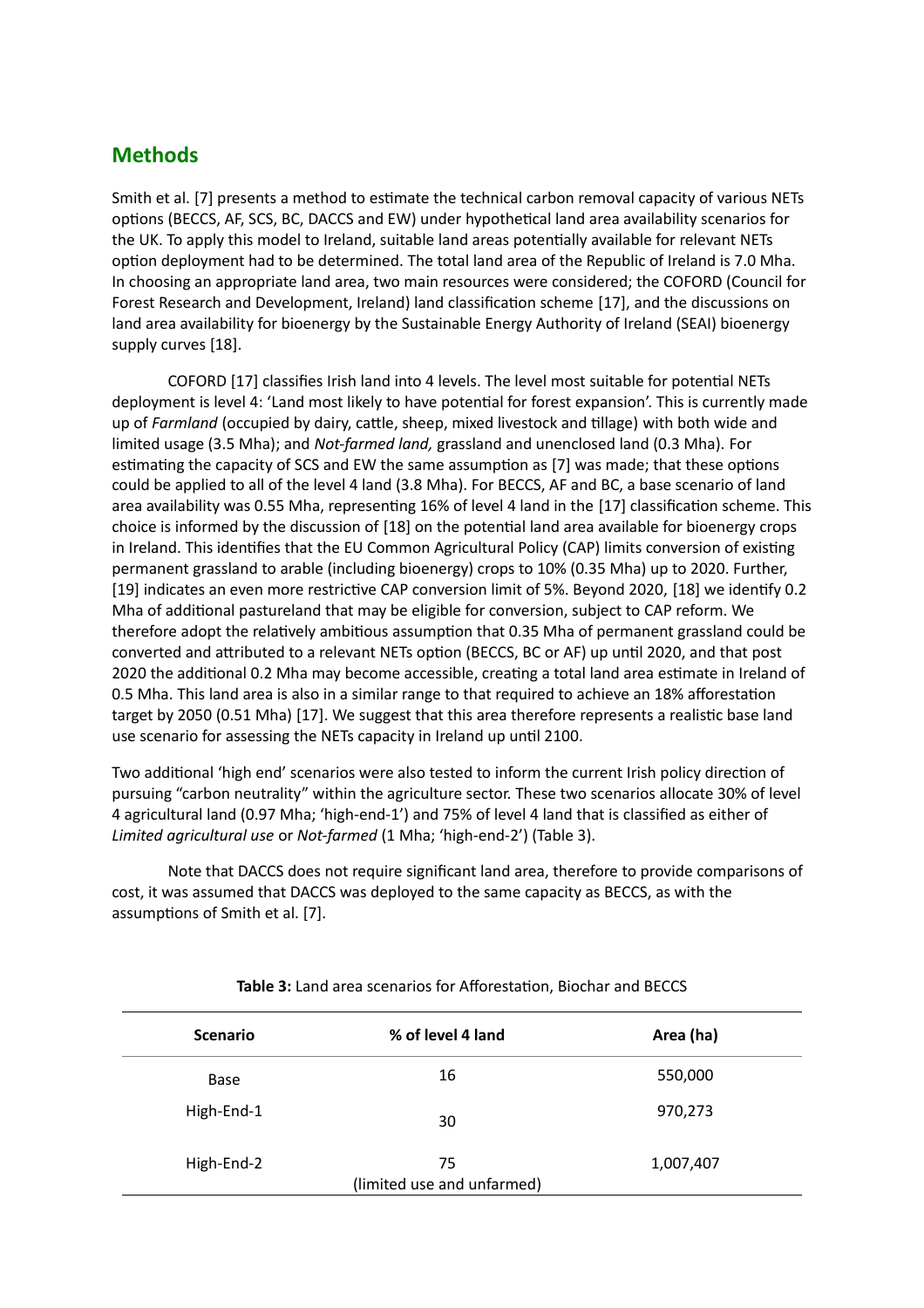## Methods

Smith et al. [7] presents a method to estimate the technical carbon removal capacity of various NETs options (BECCS, AF, SCS, BC, DACCS and EW) under hypothetical land area availability scenarios for the UK. To apply this model to Ireland, suitable land areas potentially available for relevant NETs option deployment had to be determined. The total land area of the Republic of Ireland is 7.0 Mha. In choosing an appropriate land area, two main resources were considered; the COFORD (Council for Forest Research and Development, Ireland) land classification scheme [17], and the discussions on land area availability for bioenergy by the Sustainable Energy Authority of Ireland (SEAI) bioenergy supply curves [18].

COFORD [17] classifies Irish land into 4 levels. The level most suitable for potential NETs deployment is level 4: 'Land most likely to have potential for forest expansion'. This is currently made up of *Farmland* (occupied by dairy, cattle, sheep, mixed livestock and tillage) with both wide and limited usage (3.5 Mha); and *Not-farmed land,* grassland and unenclosed land (0.3 Mha). For estimating the capacity of SCS and EW the same assumption as [7] was made; that these options could be applied to all of the level 4 land (3.8 Mha). For BECCS, AF and BC, a base scenario of land area availability was 0.55 Mha, representing 16% of level 4 land in the [17] classification scheme. This choice is informed by the discussion of [18] on the potential land area available for bioenergy crops in Ireland. This identifies that the EU Common Agricultural Policy (CAP) limits conversion of existing permanent grassland to arable (including bioenergy) crops to 10% (0.35 Mha) up to 2020. Further, [19] indicates an even more restrictive CAP conversion limit of 5%. Beyond 2020, [18] we identify 0.2 Mha of additional pastureland that may be eligible for conversion, subject to CAP reform. We therefore adopt the relatively ambitious assumption that 0.35 Mha of permanent grassland could be converted and attributed to a relevant NETs option (BECCS, BC or AF) up until 2020, and that post 2020 the additional 0.2 Mha may become accessible, creating a total land area estimate in Ireland of 0.5 Mha. This land area is also in a similar range to that required to achieve an 18% afforestation target by 2050 (0.51 Mha) [17]. We suggest that this area therefore represents a realistic base land use scenario for assessing the NETs capacity in Ireland up until 2100.

Two additional 'high end' scenarios were also tested to inform the current Irish policy direction of pursuing "carbon neutrality" within the agriculture sector. These two scenarios allocate 30% of level 4 agricultural land (0.97 Mha; 'high-end-1') and 75% of level 4 land that is classified as either of *Limited agricultural use* or *Not-farmed* (1 Mha; 'high-end-2') (Table 3).

Note that DACCS does not require significant land area, therefore to provide comparisons of cost, it was assumed that DACCS was deployed to the same capacity as BECCS, as with the assumptions of Smith et al. [7].

**Table 3:** Land area scenarios for Afforestation, Biochar and BECCS

| Scenario | % of level 4 land | Area (ha) |
|---|---|---|
| Base | 16 | 550,000 |
| High-End-1 | 30 | 970,273 |
| High-End-2 | 75 (limited use and unfarmed) | 1,007,407 |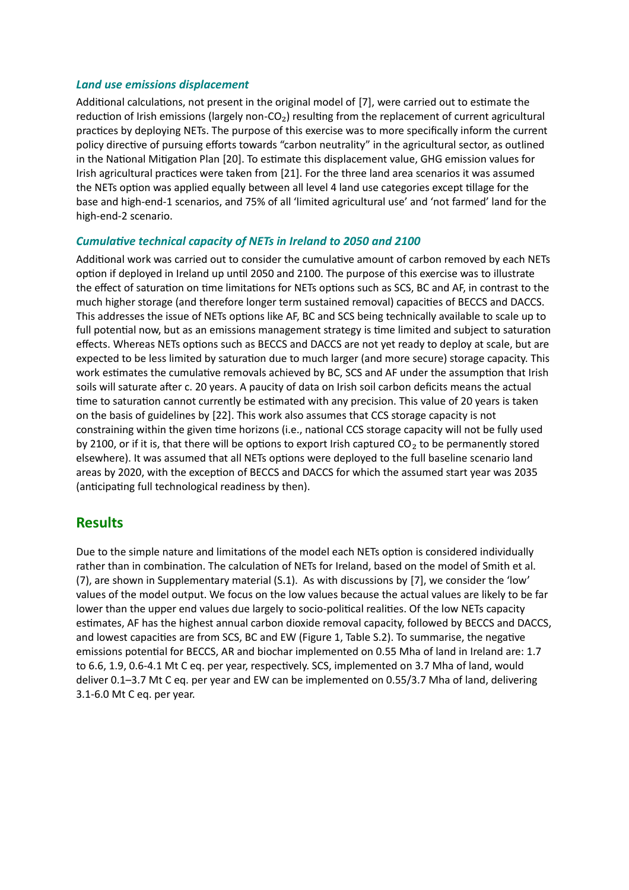### *Land use emissions displacement*

Additional calculations, not present in the original model of [7], were carried out to estimate the reduction of Irish emissions (largely non-$CO_2$) resulting from the replacement of current agricultural practices by deploying NETs. The purpose of this exercise was to more specifically inform the current policy directive of pursuing efforts towards "carbon neutrality" in the agricultural sector, as outlined in the National Mitigation Plan [20]. To estimate this displacement value, GHG emission values for Irish agricultural practices were taken from [21]. For the three land area scenarios it was assumed the NETs option was applied equally between all level 4 land use categories except tillage for the base and high-end-1 scenarios, and 75% of all 'limited agricultural use' and 'not farmed' land for the high-end-2 scenario.

### *Cumulative technical capacity of NETs in Ireland to 2050 and 2100*

Additional work was carried out to consider the cumulative amount of carbon removed by each NETs option if deployed in Ireland up until 2050 and 2100. The purpose of this exercise was to illustrate the effect of saturation on time limitations for NETs options such as SCS, BC and AF, in contrast to the much higher storage (and therefore longer term sustained removal) capacities of BECCS and DACCS. This addresses the issue of NETs options like AF, BC and SCS being technically available to scale up to full potential now, but as an emissions management strategy is time limited and subject to saturation effects. Whereas NETs options such as BECCS and DACCS are not yet ready to deploy at scale, but are expected to be less limited by saturation due to much larger (and more secure) storage capacity. This work estimates the cumulative removals achieved by BC, SCS and AF under the assumption that Irish soils will saturate after c. 20 years. A paucity of data on Irish soil carbon deficits means the actual time to saturation cannot currently be estimated with any precision. This value of 20 years is taken on the basis of guidelines by [22]. This work also assumes that CCS storage capacity is not constraining within the given time horizons (i.e., national CCS storage capacity will not be fully used by 2100, or if it is, that there will be options to export Irish captured $CO_2$ to be permanently stored elsewhere). It was assumed that all NETs options were deployed to the full baseline scenario land areas by 2020, with the exception of BECCS and DACCS for which the assumed start year was 2035 (anticipating full technological readiness by then).

## Results

Due to the simple nature and limitations of the model each NETs option is considered individually rather than in combination. The calculation of NETs for Ireland, based on the model of Smith et al. (7), are shown in Supplementary material (S.1). As with discussions by [7], we consider the 'low' values of the model output. We focus on the low values because the actual values are likely to be far lower than the upper end values due largely to socio-political realities. Of the low NETs capacity estimates, AF has the highest annual carbon dioxide removal capacity, followed by BECCS and DACCS, and lowest capacities are from SCS, BC and EW (Figure 1, Table S.2). To summarise, the negative emissions potential for BECCS, AR and biochar implemented on 0.55 Mha of land in Ireland are: 1.7 to 6.6, 1.9, 0.6-4.1 Mt C eq. per year, respectively. SCS, implemented on 3.7 Mha of land, would deliver 0.1–3.7 Mt C eq. per year and EW can be implemented on 0.55/3.7 Mha of land, delivering 3.1-6.0 Mt C eq. per year.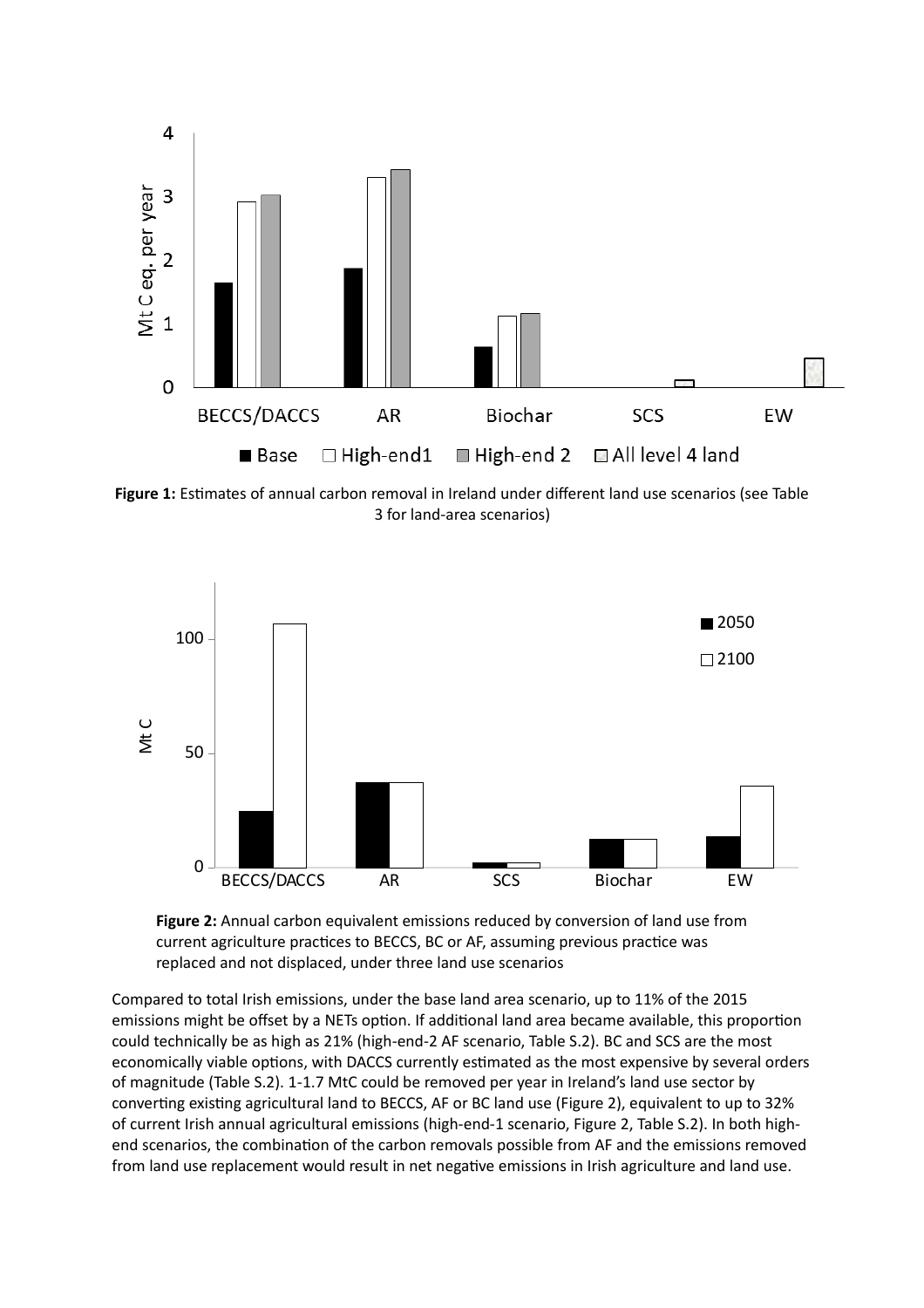**Figure 1:** Estimates of annual carbon removal in Ireland under different land use scenarios (see Table 3 for land-area scenarios)

**Figure 2:** Annual carbon equivalent emissions reduced by conversion of land use from current agriculture practices to BECCS, BC or AF, assuming previous practice was replaced and not displaced, under three land use scenarios

Compared to total Irish emissions, under the base land area scenario, up to 11% of the 2015 emissions might be offset by a NETs option. If additional land area became available, this proportion could technically be as high as 21% (high-end-2 AF scenario, Table S.2). BC and SCS are the most economically viable options, with DACCS currently estimated as the most expensive by several orders of magnitude (Table S.2). 1-1.7 MtC could be removed per year in Ireland's land use sector by converting existing agricultural land to BECCS, AF or BC land use (Figure 2), equivalent to up to 32% of current Irish annual agricultural emissions (high-end-1 scenario, Figure 2, Table S.2). In both high-end scenarios, the combination of the carbon removals possible from AF and the emissions removed from land use replacement would result in net negative emissions in Irish agriculture and land use.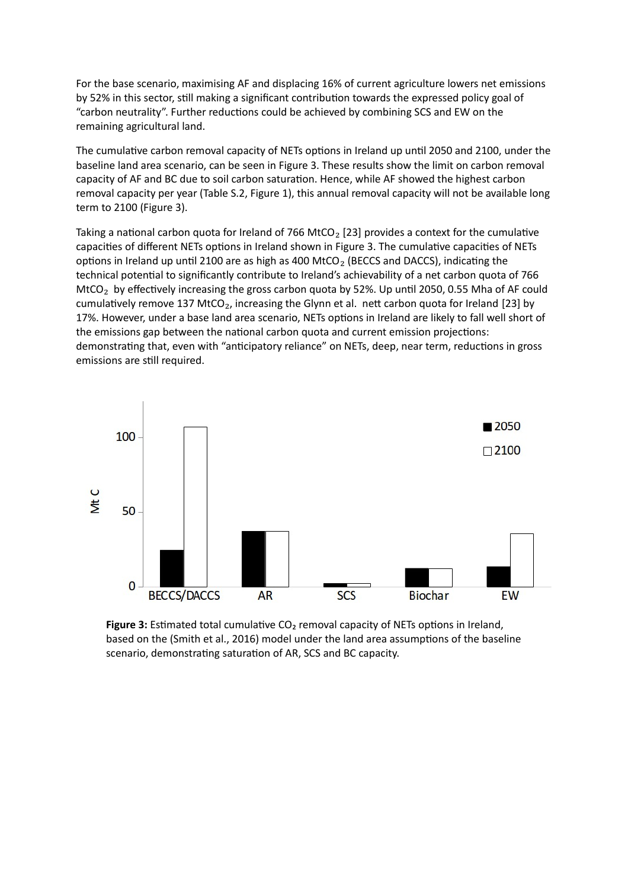For the base scenario, maximising AF and displacing 16% of current agriculture lowers net emissions by 52% in this sector, still making a significant contribution towards the expressed policy goal of "carbon neutrality". Further reductions could be achieved by combining SCS and EW on the remaining agricultural land.

The cumulative carbon removal capacity of NETs options in Ireland up until 2050 and 2100, under the baseline land area scenario, can be seen in Figure 3. These results show the limit on carbon removal capacity of AF and BC due to soil carbon saturation. Hence, while AF showed the highest carbon removal capacity per year (Table S.2, Figure 1), this annual removal capacity will not be available long term to 2100 (Figure 3).

Taking a national carbon quota for Ireland of 766 $MtCO_2$ [23] provides a context for the cumulative capacities of different NETs options in Ireland shown in Figure 3. The cumulative capacities of NETs options in Ireland up until 2100 are as high as 400 $MtCO_2$ (BECCS and DACCS), indicating the technical potential to significantly contribute to Ireland's achievability of a net carbon quota of 766 $MtCO_2$ by effectively increasing the gross carbon quota by 52%. Up until 2050, 0.55 Mha of AF could cumulatively remove 137 $MtCO_2$, increasing the Glynn et al. nett carbon quota for Ireland [23] by 17%. However, under a base land area scenario, NETs options in Ireland are likely to fall well short of the emissions gap between the national carbon quota and current emission projections: demonstrating that, even with "anticipatory reliance" on NETs, deep, near term, reductions in gross emissions are still required.

**Figure 3:** Estimated total cumulative $CO_2$ removal capacity of NETs options in Ireland, based on the (Smith et al., 2016) model under the land area assumptions of the baseline scenario, demonstrating saturation of AR, SCS and BC capacity.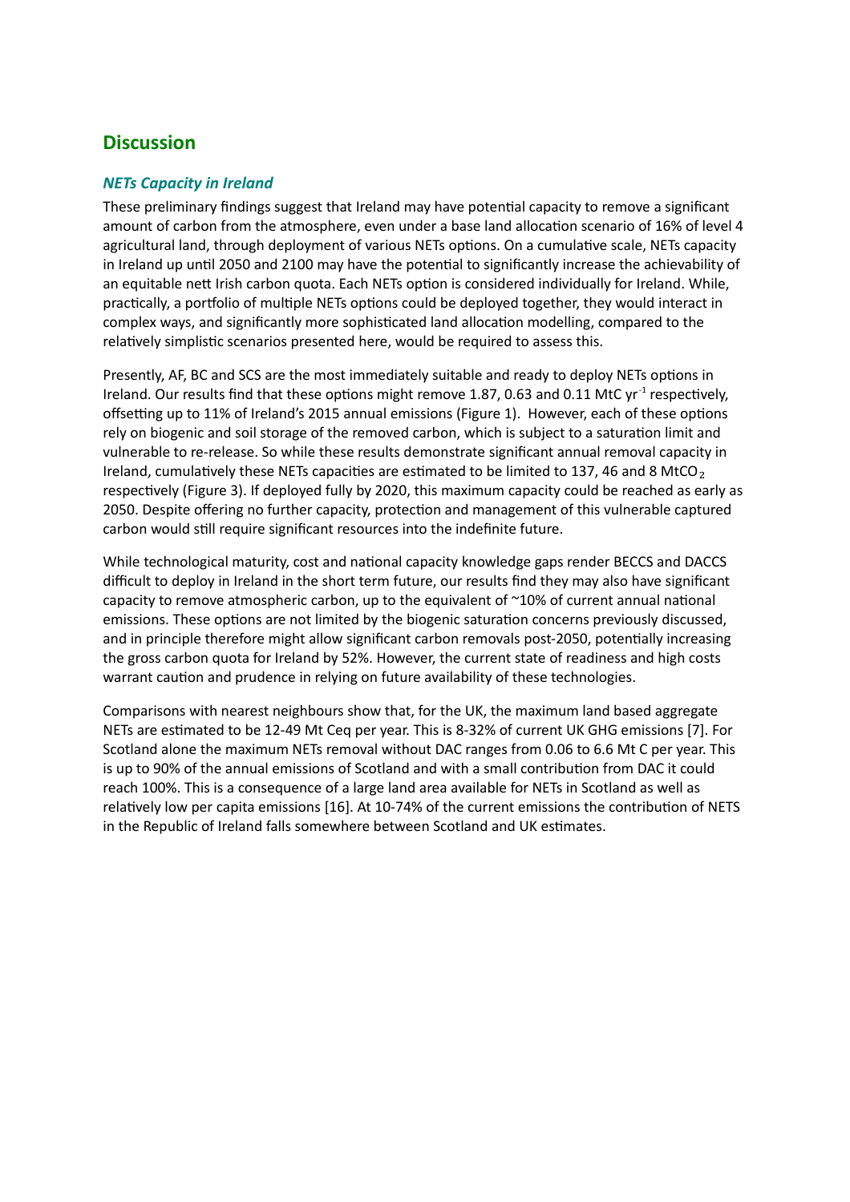## Discussion

### *NETs Capacity in Ireland*

These preliminary findings suggest that Ireland may have potential capacity to remove a significant amount of carbon from the atmosphere, even under a base land allocation scenario of 16% of level 4 agricultural land, through deployment of various NETs options. On a cumulative scale, NETs capacity in Ireland up until 2050 and 2100 may have the potential to significantly increase the achievability of an equitable nett Irish carbon quota. Each NETs option is considered individually for Ireland. While, practically, a portfolio of multiple NETs options could be deployed together, they would interact in complex ways, and significantly more sophisticated land allocation modelling, compared to the relatively simplistic scenarios presented here, would be required to assess this.

Presently, AF, BC and SCS are the most immediately suitable and ready to deploy NETs options in Ireland. Our results find that these options might remove 1.87, 0.63 and 0.11 MtC $yr^{-1}$ respectively, offsetting up to 11% of Ireland's 2015 annual emissions (Figure 1). However, each of these options rely on biogenic and soil storage of the removed carbon, which is subject to a saturation limit and vulnerable to re-release. So while these results demonstrate significant annual removal capacity in Ireland, cumulatively these NETs capacities are estimated to be limited to 137, 46 and 8 $MtCO_2$ respectively (Figure 3). If deployed fully by 2020, this maximum capacity could be reached as early as 2050. Despite offering no further capacity, protection and management of this vulnerable captured carbon would still require significant resources into the indefinite future.

While technological maturity, cost and national capacity knowledge gaps render BECCS and DACCS difficult to deploy in Ireland in the short term future, our results find they may also have significant capacity to remove atmospheric carbon, up to the equivalent of ~10% of current annual national emissions. These options are not limited by the biogenic saturation concerns previously discussed, and in principle therefore might allow significant carbon removals post-2050, potentially increasing the gross carbon quota for Ireland by 52%. However, the current state of readiness and high costs warrant caution and prudence in relying on future availability of these technologies.

Comparisons with nearest neighbours show that, for the UK, the maximum land based aggregate NETs are estimated to be 12-49 Mt Ceq per year. This is 8-32% of current UK GHG emissions [7]. For Scotland alone the maximum NETs removal without DAC ranges from 0.06 to 6.6 Mt C per year. This is up to 90% of the annual emissions of Scotland and with a small contribution from DAC it could reach 100%. This is a consequence of a large land area available for NETs in Scotland as well as relatively low per capita emissions [16]. At 10-74% of the current emissions the contribution of NETS in the Republic of Ireland falls somewhere between Scotland and UK estimates.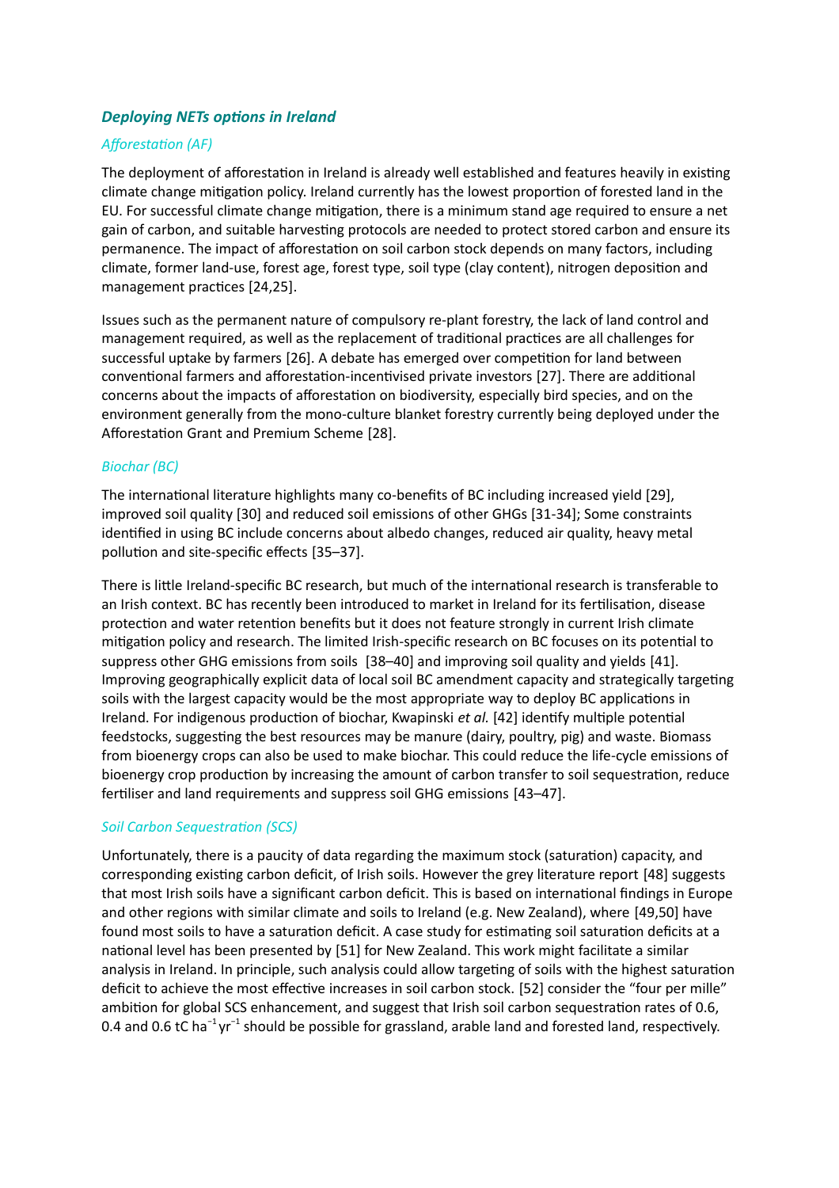### *Deploying NETs options in Ireland*

#### *Afforestation (AF)*

The deployment of afforestation in Ireland is already well established and features heavily in existing climate change mitigation policy. Ireland currently has the lowest proportion of forested land in the EU. For successful climate change mitigation, there is a minimum stand age required to ensure a net gain of carbon, and suitable harvesting protocols are needed to protect stored carbon and ensure its permanence. The impact of afforestation on soil carbon stock depends on many factors, including climate, former land-use, forest age, forest type, soil type (clay content), nitrogen deposition and management practices [24,25].

Issues such as the permanent nature of compulsory re-plant forestry, the lack of land control and management required, as well as the replacement of traditional practices are all challenges for successful uptake by farmers [26]. A debate has emerged over competition for land between conventional farmers and afforestation-incentivised private investors [27]. There are additional concerns about the impacts of afforestation on biodiversity, especially bird species, and on the environment generally from the mono-culture blanket forestry currently being deployed under the Afforestation Grant and Premium Scheme [28].

#### *Biochar (BC)*

The international literature highlights many co-benefits of BC including increased yield [29], improved soil quality [30] and reduced soil emissions of other GHGs [31-34]; Some constraints identified in using BC include concerns about albedo changes, reduced air quality, heavy metal pollution and site-specific effects [35–37].

There is little Ireland-specific BC research, but much of the international research is transferable to an Irish context. BC has recently been introduced to market in Ireland for its fertilisation, disease protection and water retention benefits but it does not feature strongly in current Irish climate mitigation policy and research. The limited Irish-specific research on BC focuses on its potential to suppress other GHG emissions from soils [38–40] and improving soil quality and yields [41]. Improving geographically explicit data of local soil BC amendment capacity and strategically targeting soils with the largest capacity would be the most appropriate way to deploy BC applications in Ireland. For indigenous production of biochar, Kwapinski *et al.* [42] identify multiple potential feedstocks, suggesting the best resources may be manure (dairy, poultry, pig) and waste. Biomass from bioenergy crops can also be used to make biochar. This could reduce the life-cycle emissions of bioenergy crop production by increasing the amount of carbon transfer to soil sequestration, reduce fertiliser and land requirements and suppress soil GHG emissions [43–47].

#### *Soil Carbon Sequestration (SCS)*

Unfortunately, there is a paucity of data regarding the maximum stock (saturation) capacity, and corresponding existing carbon deficit, of Irish soils. However the grey literature report [48] suggests that most Irish soils have a significant carbon deficit. This is based on international findings in Europe and other regions with similar climate and soils to Ireland (e.g. New Zealand), where [49,50] have found most soils to have a saturation deficit. A case study for estimating soil saturation deficits at a national level has been presented by [51] for New Zealand. This work might facilitate a similar analysis in Ireland. In principle, such analysis could allow targeting of soils with the highest saturation deficit to achieve the most effective increases in soil carbon stock. [52] consider the "four per mille" ambition for global SCS enhancement, and suggest that Irish soil carbon sequestration rates of 0.6, 0.4 and 0.6 tC $ha^{-1}yr^{-1}$ should be possible for grassland, arable land and forested land, respectively.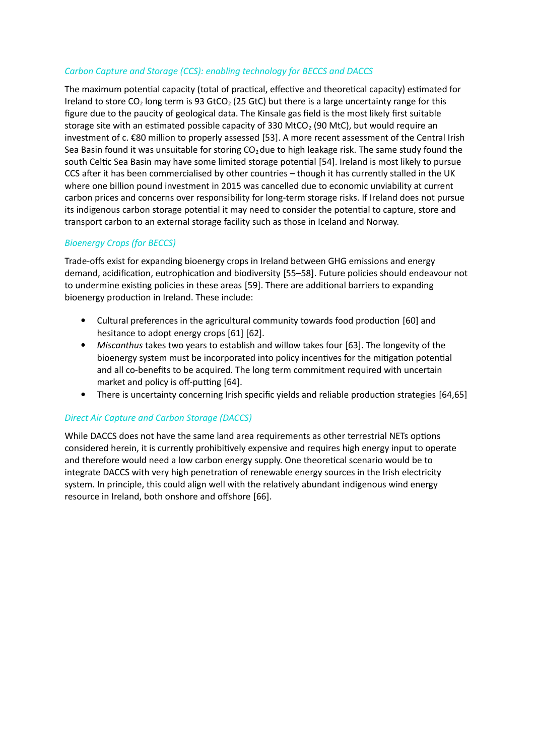### *Carbon Capture and Storage (CCS): enabling technology for BECCS and DACCS*

The maximum potential capacity (total of practical, effective and theoretical capacity) estimated for Ireland to store $CO_2$ long term is 93 $GtCO_2$ (25 GtC) but there is a large uncertainty range for this figure due to the paucity of geological data. The Kinsale gas field is the most likely first suitable storage site with an estimated possible capacity of 330 $MtCO_2$ (90 MtC), but would require an investment of c. €80 million to properly assessed [53]. A more recent assessment of the Central Irish Sea Basin found it was unsuitable for storing $CO_2$ due to high leakage risk. The same study found the south Celtic Sea Basin may have some limited storage potential [54]. Ireland is most likely to pursue CCS after it has been commercialised by other countries – though it has currently stalled in the UK where one billion pound investment in 2015 was cancelled due to economic unviability at current carbon prices and concerns over responsibility for long-term storage risks. If Ireland does not pursue its indigenous carbon storage potential it may need to consider the potential to capture, store and transport carbon to an external storage facility such as those in Iceland and Norway.

### *Bioenergy Crops (for BECCS)*

Trade-offs exist for expanding bioenergy crops in Ireland between GHG emissions and energy demand, acidification, eutrophication and biodiversity [55–58]. Future policies should endeavour not to undermine existing policies in these areas [59]. There are additional barriers to expanding bioenergy production in Ireland. These include:

- Cultural preferences in the agricultural community towards food production [60] and hesitance to adopt energy crops [61] [62].
- *Miscanthus* takes two years to establish and willow takes four [63]. The longevity of the bioenergy system must be incorporated into policy incentives for the mitigation potential and all co-benefits to be acquired. The long term commitment required with uncertain market and policy is off-putting [64].
- There is uncertainty concerning Irish specific yields and reliable production strategies [64,65]

### *Direct Air Capture and Carbon Storage (DACCS)*

While DACCS does not have the same land area requirements as other terrestrial NETs options considered herein, it is currently prohibitively expensive and requires high energy input to operate and therefore would need a low carbon energy supply. One theoretical scenario would be to integrate DACCS with very high penetration of renewable energy sources in the Irish electricity system. In principle, this could align well with the relatively abundant indigenous wind energy resource in Ireland, both onshore and offshore [66].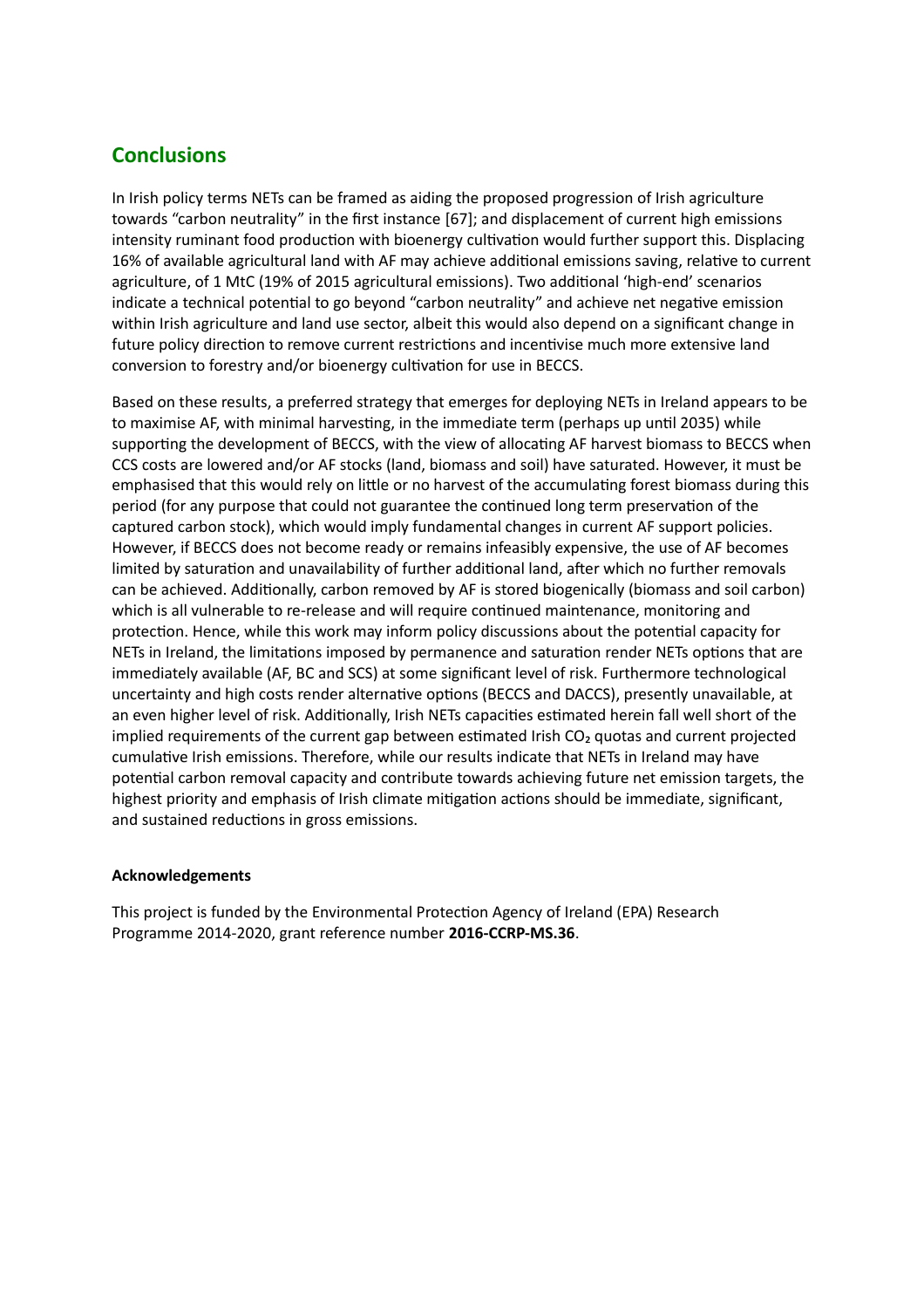## Conclusions

In Irish policy terms NETs can be framed as aiding the proposed progression of Irish agriculture towards "carbon neutrality" in the first instance [67]; and displacement of current high emissions intensity ruminant food production with bioenergy cultivation would further support this. Displacing 16% of available agricultural land with AF may achieve additional emissions saving, relative to current agriculture, of 1 MtC (19% of 2015 agricultural emissions). Two additional 'high-end' scenarios indicate a technical potential to go beyond "carbon neutrality" and achieve net negative emission within Irish agriculture and land use sector, albeit this would also depend on a significant change in future policy direction to remove current restrictions and incentivise much more extensive land conversion to forestry and/or bioenergy cultivation for use in BECCS.

Based on these results, a preferred strategy that emerges for deploying NETs in Ireland appears to be to maximise AF, with minimal harvesting, in the immediate term (perhaps up until 2035) while supporting the development of BECCS, with the view of allocating AF harvest biomass to BECCS when CCS costs are lowered and/or AF stocks (land, biomass and soil) have saturated. However, it must be emphasised that this would rely on little or no harvest of the accumulating forest biomass during this period (for any purpose that could not guarantee the continued long term preservation of the captured carbon stock), which would imply fundamental changes in current AF support policies. However, if BECCS does not become ready or remains infeasibly expensive, the use of AF becomes limited by saturation and unavailability of further additional land, after which no further removals can be achieved. Additionally, carbon removed by AF is stored biogenically (biomass and soil carbon) which is all vulnerable to re-release and will require continued maintenance, monitoring and protection. Hence, while this work may inform policy discussions about the potential capacity for NETs in Ireland, the limitations imposed by permanence and saturation render NETs options that are immediately available (AF, BC and SCS) at some significant level of risk. Furthermore technological uncertainty and high costs render alternative options (BECCS and DACCS), presently unavailable, at an even higher level of risk. Additionally, Irish NETs capacities estimated herein fall well short of the implied requirements of the current gap between estimated Irish $CO_2$ quotas and current projected cumulative Irish emissions. Therefore, while our results indicate that NETs in Ireland may have potential carbon removal capacity and contribute towards achieving future net emission targets, the highest priority and emphasis of Irish climate mitigation actions should be immediate, significant, and sustained reductions in gross emissions.

**Acknowledgements**

This project is funded by the Environmental Protection Agency of Ireland (EPA) Research Programme 2014-2020, grant reference number **2016-CCRP-MS.36**.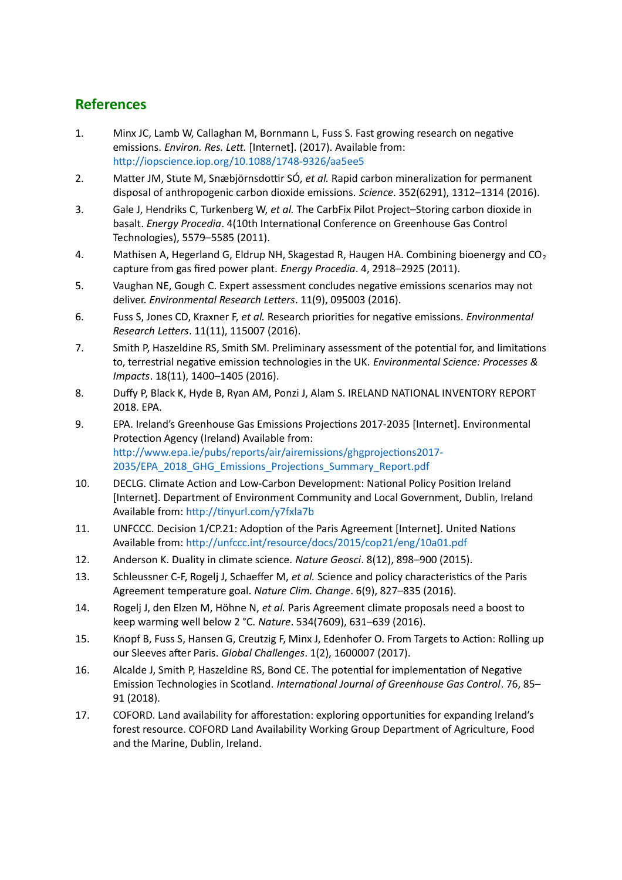## References

1. Minx JC, Lamb W, Callaghan M, Bornmann L, Fuss S. Fast growing research on negative emissions. *Environ. Res. Lett.* [Internet]. (2017). Available from: http://iopscience.iop.org/10.1088/1748-9326/aa5ee5
2. Matter JM, Stute M, Snæbjörnsdottir SÓ, *et al.* Rapid carbon mineralization for permanent disposal of anthropogenic carbon dioxide emissions. *Science*. 352(6291), 1312–1314 (2016).
3. Gale J, Hendriks C, Turkenberg W, *et al.* The CarbFix Pilot Project–Storing carbon dioxide in basalt. *Energy Procedia*. 4(10th International Conference on Greenhouse Gas Control Technologies), 5579–5585 (2011).
4. Mathisen A, Hegerland G, Eldrup NH, Skagestad R, Haugen HA. Combining bioenergy and $CO_2$ capture from gas fired power plant. *Energy Procedia*. 4, 2918–2925 (2011).
5. Vaughan NE, Gough C. Expert assessment concludes negative emissions scenarios may not deliver. *Environmental Research Letters*. 11(9), 095003 (2016).
6. Fuss S, Jones CD, Kraxner F, *et al.* Research priorities for negative emissions. *Environmental Research Letters*. 11(11), 115007 (2016).
7. Smith P, Haszeldine RS, Smith SM. Preliminary assessment of the potential for, and limitations to, terrestrial negative emission technologies in the UK. *Environmental Science: Processes & Impacts*. 18(11), 1400–1405 (2016).
8. Duffy P, Black K, Hyde B, Ryan AM, Ponzi J, Alam S. IRELAND NATIONAL INVENTORY REPORT 2018. EPA.
9. EPA. Ireland's Greenhouse Gas Emissions Projections 2017-2035 [Internet]. Environmental Protection Agency (Ireland) Available from: http://www.epa.ie/pubs/reports/air/airemissions/ghgprojections2017-2035/EPA_2018_GHG_Emissions_Projections_Summary_Report.pdf
10. DECLG. Climate Action and Low-Carbon Development: National Policy Position Ireland [Internet]. Department of Environment Community and Local Government, Dublin, Ireland Available from: http://tinyurl.com/y7fxla7b
11. UNFCCC. Decision 1/CP.21: Adoption of the Paris Agreement [Internet]. United Nations Available from: http://unfccc.int/resource/docs/2015/cop21/eng/10a01.pdf
12. Anderson K. Duality in climate science. *Nature Geosci*. 8(12), 898–900 (2015).
13. Schleussner C-F, Rogelj J, Schaeffer M, *et al.* Science and policy characteristics of the Paris Agreement temperature goal. *Nature Clim. Change*. 6(9), 827–835 (2016).
14. Rogelj J, den Elzen M, Höhne N, *et al.* Paris Agreement climate proposals need a boost to keep warming well below 2 °C. *Nature*. 534(7609), 631–639 (2016).
15. Knopf B, Fuss S, Hansen G, Creutzig F, Minx J, Edenhofer O. From Targets to Action: Rolling up our Sleeves after Paris. *Global Challenges*. 1(2), 1600007 (2017).
16. Alcalde J, Smith P, Haszeldine RS, Bond CE. The potential for implementation of Negative Emission Technologies in Scotland. *International Journal of Greenhouse Gas Control*. 76, 85–91 (2018).
17. COFORD. Land availability for afforestation: exploring opportunities for expanding Ireland's forest resource. COFORD Land Availability Working Group Department of Agriculture, Food and the Marine, Dublin, Ireland.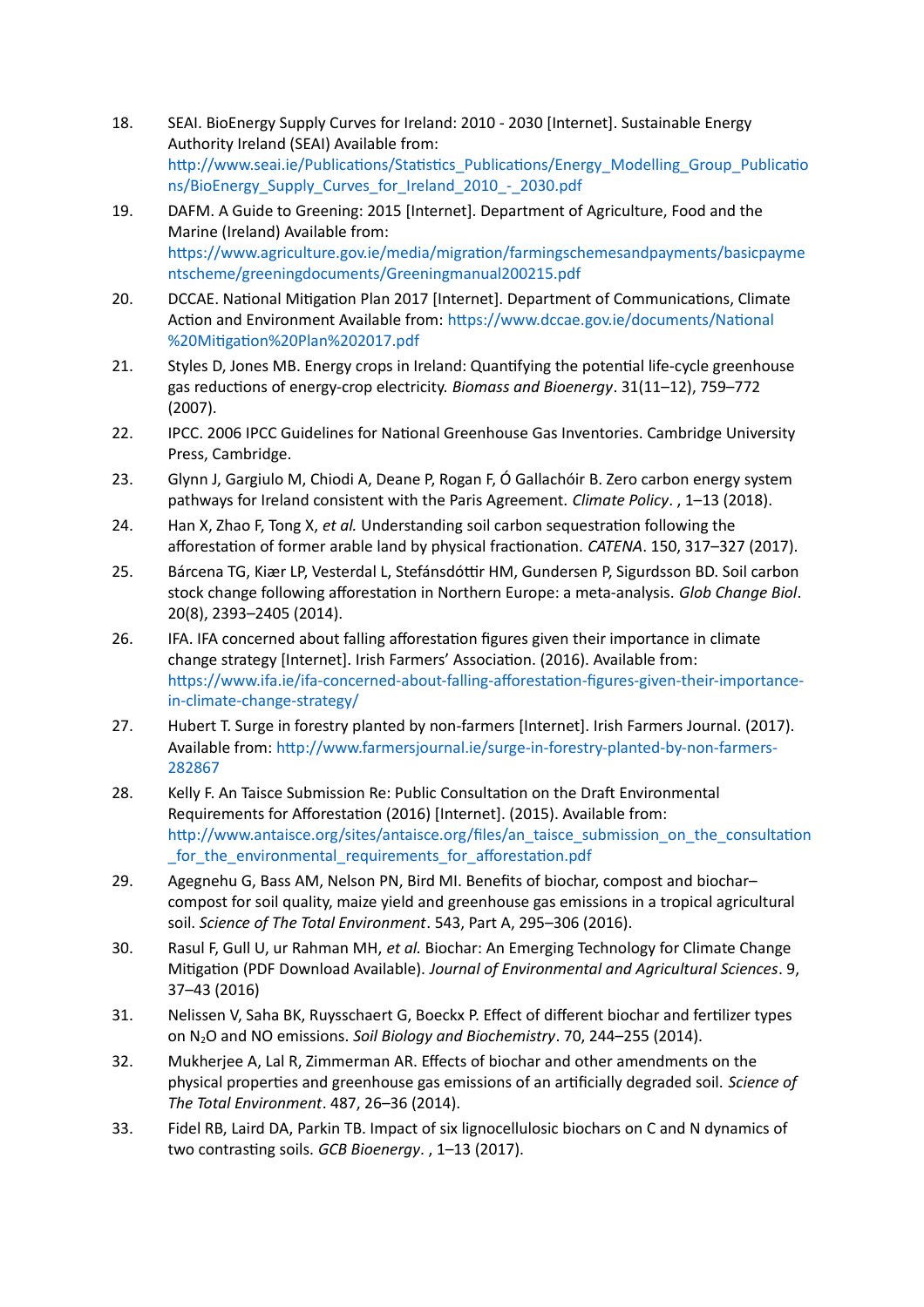18. SEAI. BioEnergy Supply Curves for Ireland: 2010 - 2030 [Internet]. Sustainable Energy Authority Ireland (SEAI) Available from: http://www.seai.ie/Publications/Statistics_Publications/Energy_Modelling_Group_Publications/BioEnergy_Supply_Curves_for_Ireland_2010_-_2030.pdf
19. DAFM. A Guide to Greening: 2015 [Internet]. Department of Agriculture, Food and the Marine (Ireland) Available from: https://www.agriculture.gov.ie/media/migration/farmingschemesandpayments/basicpaymentscheme/greeningdocuments/Greeningmanual200215.pdf
20. DCCAE. National Mitigation Plan 2017 [Internet]. Department of Communications, Climate Action and Environment Available from: https://www.dccae.gov.ie/documents/National%20Mitigation%20Plan%202017.pdf
21. Styles D, Jones MB. Energy crops in Ireland: Quantifying the potential life-cycle greenhouse gas reductions of energy-crop electricity. *Biomass and Bioenergy*. 31(11–12), 759–772 (2007).
22. IPCC. 2006 IPCC Guidelines for National Greenhouse Gas Inventories. Cambridge University Press, Cambridge.
23. Glynn J, Gargiulo M, Chiodi A, Deane P, Rogan F, Ó Gallachóir B. Zero carbon energy system pathways for Ireland consistent with the Paris Agreement. *Climate Policy*. , 1–13 (2018).
24. Han X, Zhao F, Tong X, *et al.* Understanding soil carbon sequestration following the afforestation of former arable land by physical fractionation. *CATENA*. 150, 317–327 (2017).
25. Bárcena TG, Kiær LP, Vesterdal L, Stefánsdóttir HM, Gundersen P, Sigurdsson BD. Soil carbon stock change following afforestation in Northern Europe: a meta-analysis. *Glob Change Biol*. 20(8), 2393–2405 (2014).
26. IFA. IFA concerned about falling afforestation figures given their importance in climate change strategy [Internet]. Irish Farmers' Association. (2016). Available from: https://www.ifa.ie/ifa-concerned-about-falling-afforestation-figures-given-their-importance-in-climate-change-strategy/
27. Hubert T. Surge in forestry planted by non-farmers [Internet]. Irish Farmers Journal. (2017). Available from: http://www.farmersjournal.ie/surge-in-forestry-planted-by-non-farmers-282867
28. Kelly F. An Taisce Submission Re: Public Consultation on the Draft Environmental Requirements for Afforestation (2016) [Internet]. (2015). Available from: http://www.antaisce.org/sites/antaisce.org/files/an_taisce_submission_on_the_consultation_for_the_environmental_requirements_for_afforestation.pdf
29. Agegnehu G, Bass AM, Nelson PN, Bird MI. Benefits of biochar, compost and biochar–compost for soil quality, maize yield and greenhouse gas emissions in a tropical agricultural soil. *Science of The Total Environment*. 543, Part A, 295–306 (2016).
30. Rasul F, Gull U, ur Rahman MH, *et al.* Biochar: An Emerging Technology for Climate Change Mitigation (PDF Download Available). *Journal of Environmental and Agricultural Sciences*. 9, 37–43 (2016)
31. Nelissen V, Saha BK, Ruysschaert G, Boeckx P. Effect of different biochar and fertilizer types on $N_2O$ and NO emissions. *Soil Biology and Biochemistry*. 70, 244–255 (2014).
32. Mukherjee A, Lal R, Zimmerman AR. Effects of biochar and other amendments on the physical properties and greenhouse gas emissions of an artificially degraded soil. *Science of The Total Environment*. 487, 26–36 (2014).
33. Fidel RB, Laird DA, Parkin TB. Impact of six lignocellulosic biochars on C and N dynamics of two contrasting soils. *GCB Bioenergy*. , 1–13 (2017).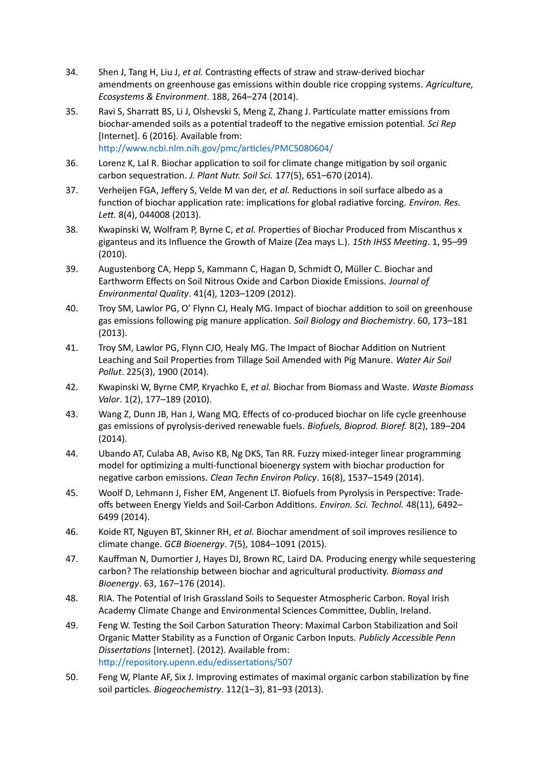34. Shen J, Tang H, Liu J, *et al.* Contrasting effects of straw and straw-derived biochar amendments on greenhouse gas emissions within double rice cropping systems. *Agriculture, Ecosystems & Environment*. 188, 264–274 (2014).
35. Ravi S, Sharratt BS, Li J, Olshevski S, Meng Z, Zhang J. Particulate matter emissions from biochar-amended soils as a potential tradeoff to the negative emission potential. *Sci Rep* [Internet]. 6 (2016). Available from: http://www.ncbi.nlm.nih.gov/pmc/articles/PMC5080604/
36. Lorenz K, Lal R. Biochar application to soil for climate change mitigation by soil organic carbon sequestration. *J. Plant Nutr. Soil Sci.* 177(5), 651–670 (2014).
37. Verheijen FGA, Jeffery S, Velde M van der, *et al.* Reductions in soil surface albedo as a function of biochar application rate: implications for global radiative forcing. *Environ. Res. Lett.* 8(4), 044008 (2013).
38. Kwapinski W, Wolfram P, Byrne C, *et al.* Properties of Biochar Produced from Miscanthus x giganteus and its Influence the Growth of Maize (Zea mays L.). *15th IHSS Meeting*. 1, 95–99 (2010).
39. Augustenborg CA, Hepp S, Kammann C, Hagan D, Schmidt O, Müller C. Biochar and Earthworm Effects on Soil Nitrous Oxide and Carbon Dioxide Emissions. *Journal of Environmental Quality*. 41(4), 1203–1209 (2012).
40. Troy SM, Lawlor PG, O' Flynn CJ, Healy MG. Impact of biochar addition to soil on greenhouse gas emissions following pig manure application. *Soil Biology and Biochemistry*. 60, 173–181 (2013).
41. Troy SM, Lawlor PG, Flynn CJO, Healy MG. The Impact of Biochar Addition on Nutrient Leaching and Soil Properties from Tillage Soil Amended with Pig Manure. *Water Air Soil Pollut*. 225(3), 1900 (2014).
42. Kwapinski W, Byrne CMP, Kryachko E, *et al.* Biochar from Biomass and Waste. *Waste Biomass Valor*. 1(2), 177–189 (2010).
43. Wang Z, Dunn JB, Han J, Wang MQ. Effects of co-produced biochar on life cycle greenhouse gas emissions of pyrolysis-derived renewable fuels. *Biofuels, Bioprod. Bioref.* 8(2), 189–204 (2014).
44. Ubando AT, Culaba AB, Aviso KB, Ng DKS, Tan RR. Fuzzy mixed-integer linear programming model for optimizing a multi-functional bioenergy system with biochar production for negative carbon emissions. *Clean Techn Environ Policy*. 16(8), 1537–1549 (2014).
45. Woolf D, Lehmann J, Fisher EM, Angenent LT. Biofuels from Pyrolysis in Perspective: Trade-offs between Energy Yields and Soil-Carbon Additions. *Environ. Sci. Technol.* 48(11), 6492–6499 (2014).
46. Koide RT, Nguyen BT, Skinner RH, *et al.* Biochar amendment of soil improves resilience to climate change. *GCB Bioenergy*. 7(5), 1084–1091 (2015).
47. Kauffman N, Dumortier J, Hayes DJ, Brown RC, Laird DA. Producing energy while sequestering carbon? The relationship between biochar and agricultural productivity. *Biomass and Bioenergy*. 63, 167–176 (2014).
48. RIA. The Potential of Irish Grassland Soils to Sequester Atmospheric Carbon. Royal Irish Academy Climate Change and Environmental Sciences Committee, Dublin, Ireland.
49. Feng W. Testing the Soil Carbon Saturation Theory: Maximal Carbon Stabilization and Soil Organic Matter Stability as a Function of Organic Carbon Inputs. *Publicly Accessible Penn Dissertations* [Internet]. (2012). Available from: http://repository.upenn.edu/edissertations/507
50. Feng W, Plante AF, Six J. Improving estimates of maximal organic carbon stabilization by fine soil particles. *Biogeochemistry*. 112(1–3), 81–93 (2013).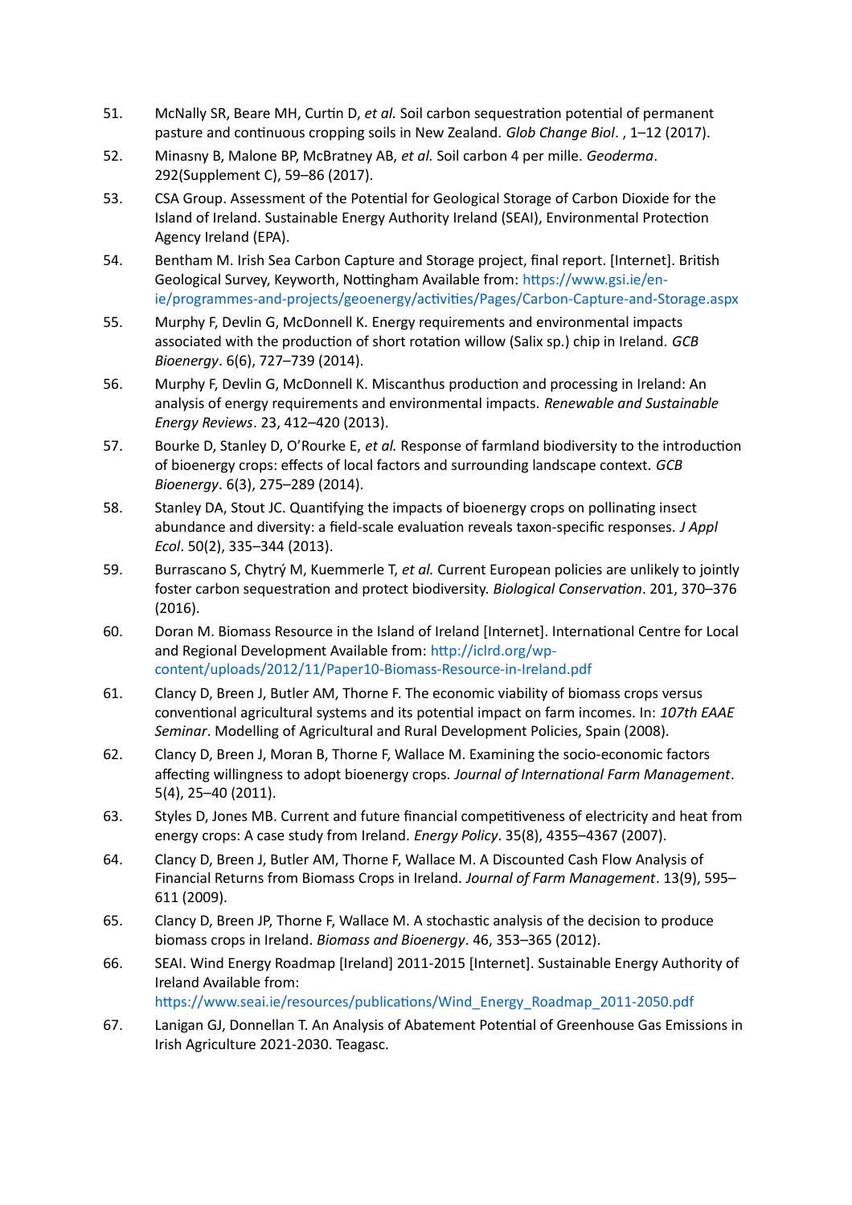51. McNally SR, Beare MH, Curtin D, *et al.* Soil carbon sequestration potential of permanent pasture and continuous cropping soils in New Zealand. *Glob Change Biol*. , 1–12 (2017).
52. Minasny B, Malone BP, McBratney AB, *et al.* Soil carbon 4 per mille. *Geoderma*. 292(Supplement C), 59–86 (2017).
53. CSA Group. Assessment of the Potential for Geological Storage of Carbon Dioxide for the Island of Ireland. Sustainable Energy Authority Ireland (SEAI), Environmental Protection Agency Ireland (EPA).
54. Bentham M. Irish Sea Carbon Capture and Storage project, final report. [Internet]. British Geological Survey, Keyworth, Nottingham Available from: https://www.gsi.ie/en-ie/programmes-and-projects/geoenergy/activities/Pages/Carbon-Capture-and-Storage.aspx
55. Murphy F, Devlin G, McDonnell K. Energy requirements and environmental impacts associated with the production of short rotation willow (Salix sp.) chip in Ireland. *GCB Bioenergy*. 6(6), 727–739 (2014).
56. Murphy F, Devlin G, McDonnell K. Miscanthus production and processing in Ireland: An analysis of energy requirements and environmental impacts. *Renewable and Sustainable Energy Reviews*. 23, 412–420 (2013).
57. Bourke D, Stanley D, O'Rourke E, *et al.* Response of farmland biodiversity to the introduction of bioenergy crops: effects of local factors and surrounding landscape context. *GCB Bioenergy*. 6(3), 275–289 (2014).
58. Stanley DA, Stout JC. Quantifying the impacts of bioenergy crops on pollinating insect abundance and diversity: a field-scale evaluation reveals taxon-specific responses. *J Appl Ecol*. 50(2), 335–344 (2013).
59. Burrascano S, Chytrý M, Kuemmerle T, *et al.* Current European policies are unlikely to jointly foster carbon sequestration and protect biodiversity. *Biological Conservation*. 201, 370–376 (2016).
60. Doran M. Biomass Resource in the Island of Ireland [Internet]. International Centre for Local and Regional Development Available from: http://iclrd.org/wp-content/uploads/2012/11/Paper10-Biomass-Resource-in-Ireland.pdf
61. Clancy D, Breen J, Butler AM, Thorne F. The economic viability of biomass crops versus conventional agricultural systems and its potential impact on farm incomes. In: *107th EAAE Seminar*. Modelling of Agricultural and Rural Development Policies, Spain (2008).
62. Clancy D, Breen J, Moran B, Thorne F, Wallace M. Examining the socio-economic factors affecting willingness to adopt bioenergy crops. *Journal of International Farm Management*. 5(4), 25–40 (2011).
63. Styles D, Jones MB. Current and future financial competitiveness of electricity and heat from energy crops: A case study from Ireland. *Energy Policy*. 35(8), 4355–4367 (2007).
64. Clancy D, Breen J, Butler AM, Thorne F, Wallace M. A Discounted Cash Flow Analysis of Financial Returns from Biomass Crops in Ireland. *Journal of Farm Management*. 13(9), 595–611 (2009).
65. Clancy D, Breen JP, Thorne F, Wallace M. A stochastic analysis of the decision to produce biomass crops in Ireland. *Biomass and Bioenergy*. 46, 353–365 (2012).
66. SEAI. Wind Energy Roadmap [Ireland] 2011-2015 [Internet]. Sustainable Energy Authority of Ireland Available from: https://www.seai.ie/resources/publications/Wind_Energy_Roadmap_2011-2050.pdf
67. Lanigan GJ, Donnellan T. An Analysis of Abatement Potential of Greenhouse Gas Emissions in Irish Agriculture 2021-2030. Teagasc.